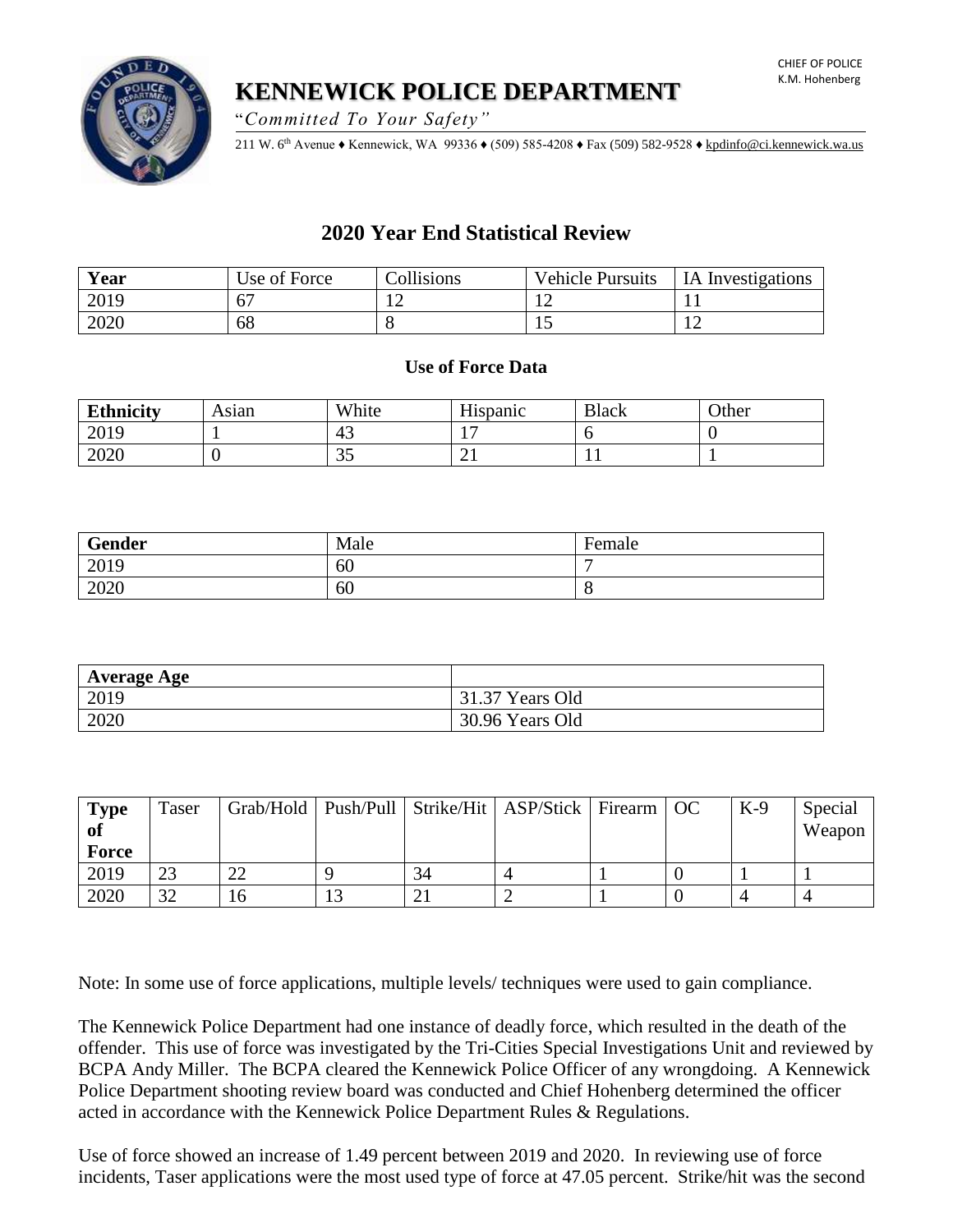CHIEF OF POLICE
K.M. Hohenberg

# KENNEWICK POLICE DEPARTMENT

"*Committed To Your Safety*"

211 W. 6th Avenue ♦ Kennewick, WA 99336 ♦ (509) 585-4208 ♦ Fax (509) 582-9528 ♦ kpdinfo@ci.kennewick.wa.us

## 2020 Year End Statistical Review

| Year | Use of Force | Collisions | Vehicle Pursuits | IA Investigations |
|---|---|---|---|---|
| 2019 | 67 | 12 | 12 | 11 |
| 2020 | 68 | 8 | 15 | 12 |

### Use of Force Data

| Ethnicity | Asian | White | Hispanic | Black | Other |
|---|---|---|---|---|---|
| 2019 | 1 | 43 | 17 | 6 | 0 |
| 2020 | 0 | 35 | 21 | 11 | 1 |

| Gender | Male | Female |
|---|---|---|
| 2019 | 60 | 7 |
| 2020 | 60 | 8 |

| Average Age | |
|---|---|
| 2019 | 31.37 Years Old |
| 2020 | 30.96 Years Old |

| Type of Force | Taser | Grab/Hold | Push/Pull | Strike/Hit | ASP/Stick | Firearm | OC | K-9 | Special Weapon |
|---|---|---|---|---|---|---|---|---|---|
| 2019 | 23 | 22 | 9 | 34 | 4 | 1 | 0 | 1 | 1 |
| 2020 | 32 | 16 | 13 | 21 | 2 | 1 | 0 | 4 | 4 |

Note: In some use of force applications, multiple levels/ techniques were used to gain compliance.

The Kennewick Police Department had one instance of deadly force, which resulted in the death of the offender. This use of force was investigated by the Tri-Cities Special Investigations Unit and reviewed by BCPA Andy Miller. The BCPA cleared the Kennewick Police Officer of any wrongdoing. A Kennewick Police Department shooting review board was conducted and Chief Hohenberg determined the officer acted in accordance with the Kennewick Police Department Rules & Regulations.

Use of force showed an increase of 1.49 percent between 2019 and 2020. In reviewing use of force incidents, Taser applications were the most used type of force at 47.05 percent. Strike/hit was the second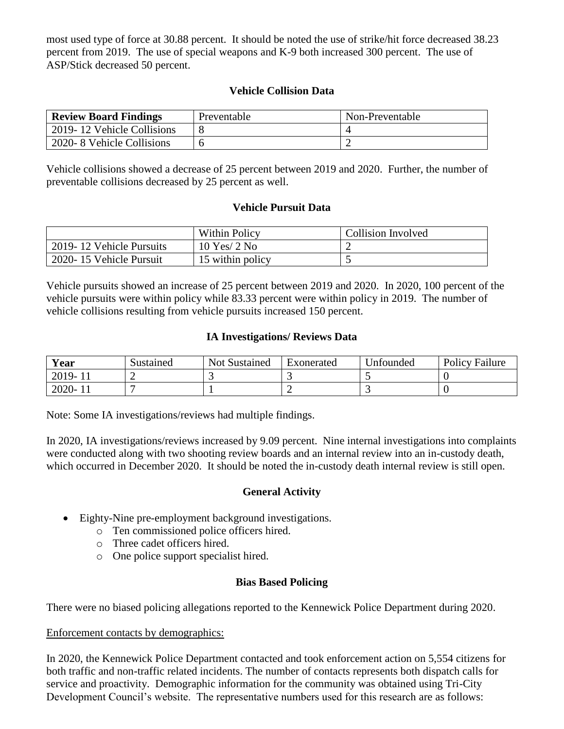most used type of force at 30.88 percent. It should be noted the use of strike/hit force decreased 38.23 percent from 2019. The use of special weapons and K-9 both increased 300 percent. The use of ASP/Stick decreased 50 percent.

### Vehicle Collision Data

| **Review Board Findings** | Preventable | Non-Preventable |
|---|---|---|
| 2019- 12 Vehicle Collisions | 8 | 4 |
| 2020- 8 Vehicle Collisions | 6 | 2 |

Vehicle collisions showed a decrease of 25 percent between 2019 and 2020. Further, the number of preventable collisions decreased by 25 percent as well.

### Vehicle Pursuit Data

| | Within Policy | Collision Involved |
|---|---|---|
| 2019- 12 Vehicle Pursuits | 10 Yes/ 2 No | 2 |
| 2020- 15 Vehicle Pursuit | 15 within policy | 5 |

Vehicle pursuits showed an increase of 25 percent between 2019 and 2020. In 2020, 100 percent of the vehicle pursuits were within policy while 83.33 percent were within policy in 2019. The number of vehicle collisions resulting from vehicle pursuits increased 150 percent.

### IA Investigations/ Reviews Data

| **Year** | Sustained | Not Sustained | Exonerated | Unfounded | Policy Failure |
|---|---|---|---|---|---|
| 2019- 11 | 2 | 3 | 3 | 5 | 0 |
| 2020- 11 | 7 | 1 | 2 | 3 | 0 |

Note: Some IA investigations/reviews had multiple findings.

In 2020, IA investigations/reviews increased by 9.09 percent. Nine internal investigations into complaints were conducted along with two shooting review boards and an internal review into an in-custody death, which occurred in December 2020. It should be noted the in-custody death internal review is still open.

### General Activity

- Eighty-Nine pre-employment background investigations.
  - Ten commissioned police officers hired.
  - Three cadet officers hired.
  - One police support specialist hired.

### Bias Based Policing

There were no biased policing allegations reported to the Kennewick Police Department during 2020.

Enforcement contacts by demographics:

In 2020, the Kennewick Police Department contacted and took enforcement action on 5,554 citizens for both traffic and non-traffic related incidents. The number of contacts represents both dispatch calls for service and proactivity. Demographic information for the community was obtained using Tri-City Development Council's website. The representative numbers used for this research are as follows: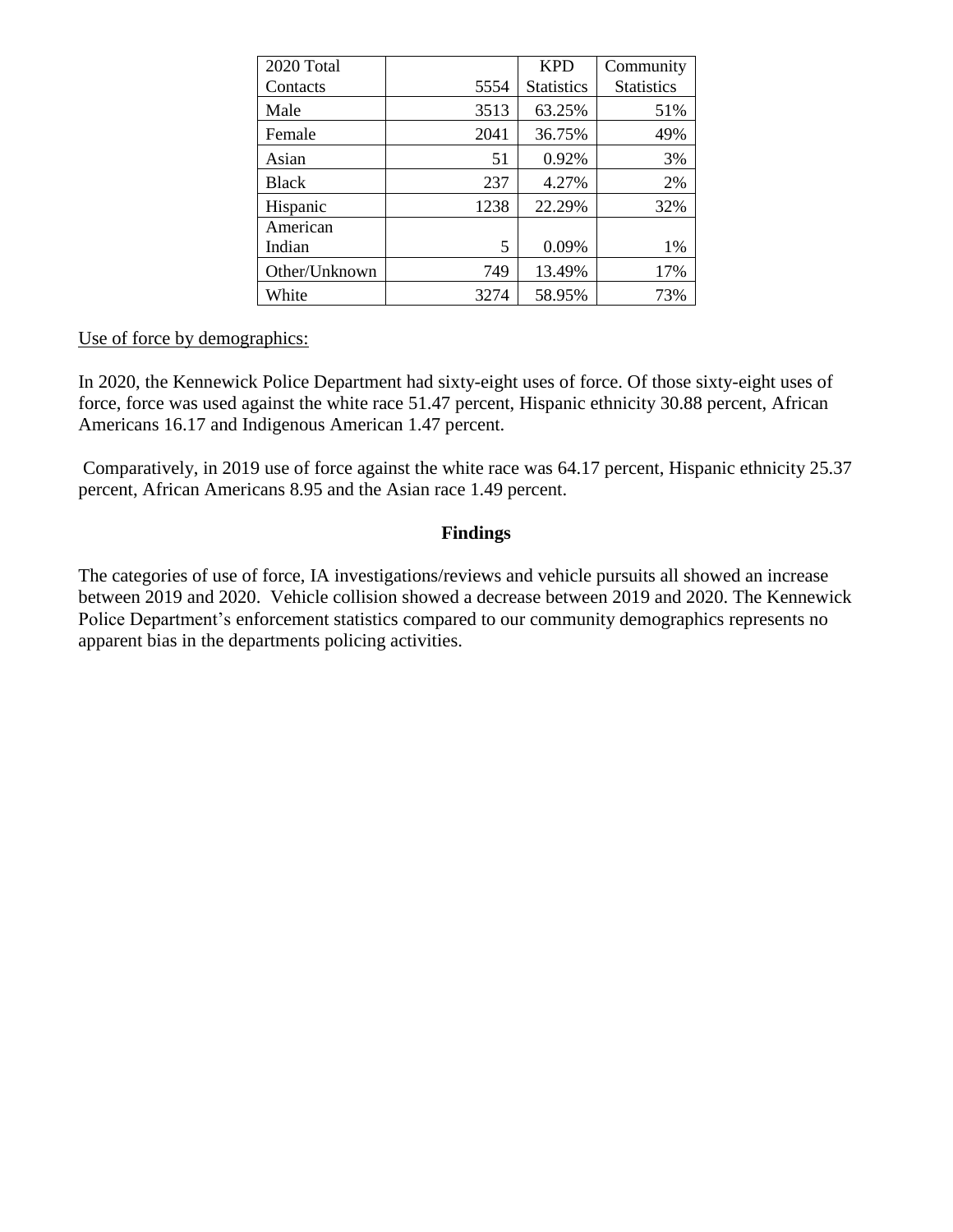| 2020 Total Contacts | 5554 | KPD Statistics | Community Statistics |
|---|---|---|---|
| Male | 3513 | 63.25% | 51% |
| Female | 2041 | 36.75% | 49% |
| Asian | 51 | 0.92% | 3% |
| Black | 237 | 4.27% | 2% |
| Hispanic | 1238 | 22.29% | 32% |
| American Indian | 5 | 0.09% | 1% |
| Other/Unknown | 749 | 13.49% | 17% |
| White | 3274 | 58.95% | 73% |

Use of force by demographics:

In 2020, the Kennewick Police Department had sixty-eight uses of force. Of those sixty-eight uses of force, force was used against the white race 51.47 percent, Hispanic ethnicity 30.88 percent, African Americans 16.17 and Indigenous American 1.47 percent.

Comparatively, in 2019 use of force against the white race was 64.17 percent, Hispanic ethnicity 25.37 percent, African Americans 8.95 and the Asian race 1.49 percent.

## Findings

The categories of use of force, IA investigations/reviews and vehicle pursuits all showed an increase between 2019 and 2020. Vehicle collision showed a decrease between 2019 and 2020. The Kennewick Police Department's enforcement statistics compared to our community demographics represents no apparent bias in the departments policing activities.